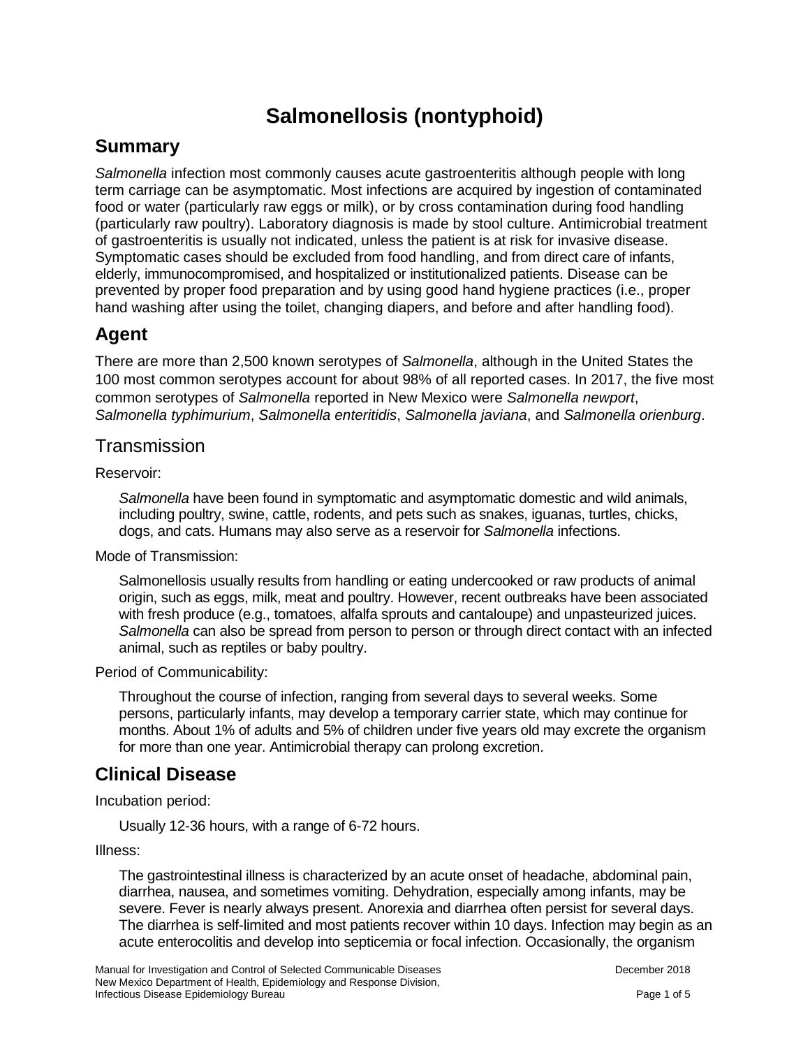# Salmonellosis (nontyphoid)

## Summary

*Salmonella* infection most commonly causes acute gastroenteritis although people with long term carriage can be asymptomatic. Most infections are acquired by ingestion of contaminated food or water (particularly raw eggs or milk), or by cross contamination during food handling (particularly raw poultry). Laboratory diagnosis is made by stool culture. Antimicrobial treatment of gastroenteritis is usually not indicated, unless the patient is at risk for invasive disease. Symptomatic cases should be excluded from food handling, and from direct care of infants, elderly, immunocompromised, and hospitalized or institutionalized patients. Disease can be prevented by proper food preparation and by using good hand hygiene practices (i.e., proper hand washing after using the toilet, changing diapers, and before and after handling food).

## Agent

There are more than 2,500 known serotypes of *Salmonella*, although in the United States the 100 most common serotypes account for about 98% of all reported cases. In 2017, the five most common serotypes of *Salmonella* reported in New Mexico were *Salmonella newport*, *Salmonella typhimurium*, *Salmonella enteritidis*, *Salmonella javiana*, and *Salmonella orienburg*.

### Transmission

Reservoir:

*Salmonella* have been found in symptomatic and asymptomatic domestic and wild animals, including poultry, swine, cattle, rodents, and pets such as snakes, iguanas, turtles, chicks, dogs, and cats. Humans may also serve as a reservoir for *Salmonella* infections.

Mode of Transmission:

Salmonellosis usually results from handling or eating undercooked or raw products of animal origin, such as eggs, milk, meat and poultry. However, recent outbreaks have been associated with fresh produce (e.g., tomatoes, alfalfa sprouts and cantaloupe) and unpasteurized juices. *Salmonella* can also be spread from person to person or through direct contact with an infected animal, such as reptiles or baby poultry.

Period of Communicability:

Throughout the course of infection, ranging from several days to several weeks. Some persons, particularly infants, may develop a temporary carrier state, which may continue for months. About 1% of adults and 5% of children under five years old may excrete the organism for more than one year. Antimicrobial therapy can prolong excretion.

## Clinical Disease

Incubation period:

Usually 12-36 hours, with a range of 6-72 hours.

Illness:

The gastrointestinal illness is characterized by an acute onset of headache, abdominal pain, diarrhea, nausea, and sometimes vomiting. Dehydration, especially among infants, may be severe. Fever is nearly always present. Anorexia and diarrhea often persist for several days. The diarrhea is self-limited and most patients recover within 10 days. Infection may begin as an acute enterocolitis and develop into septicemia or focal infection. Occasionally, the organism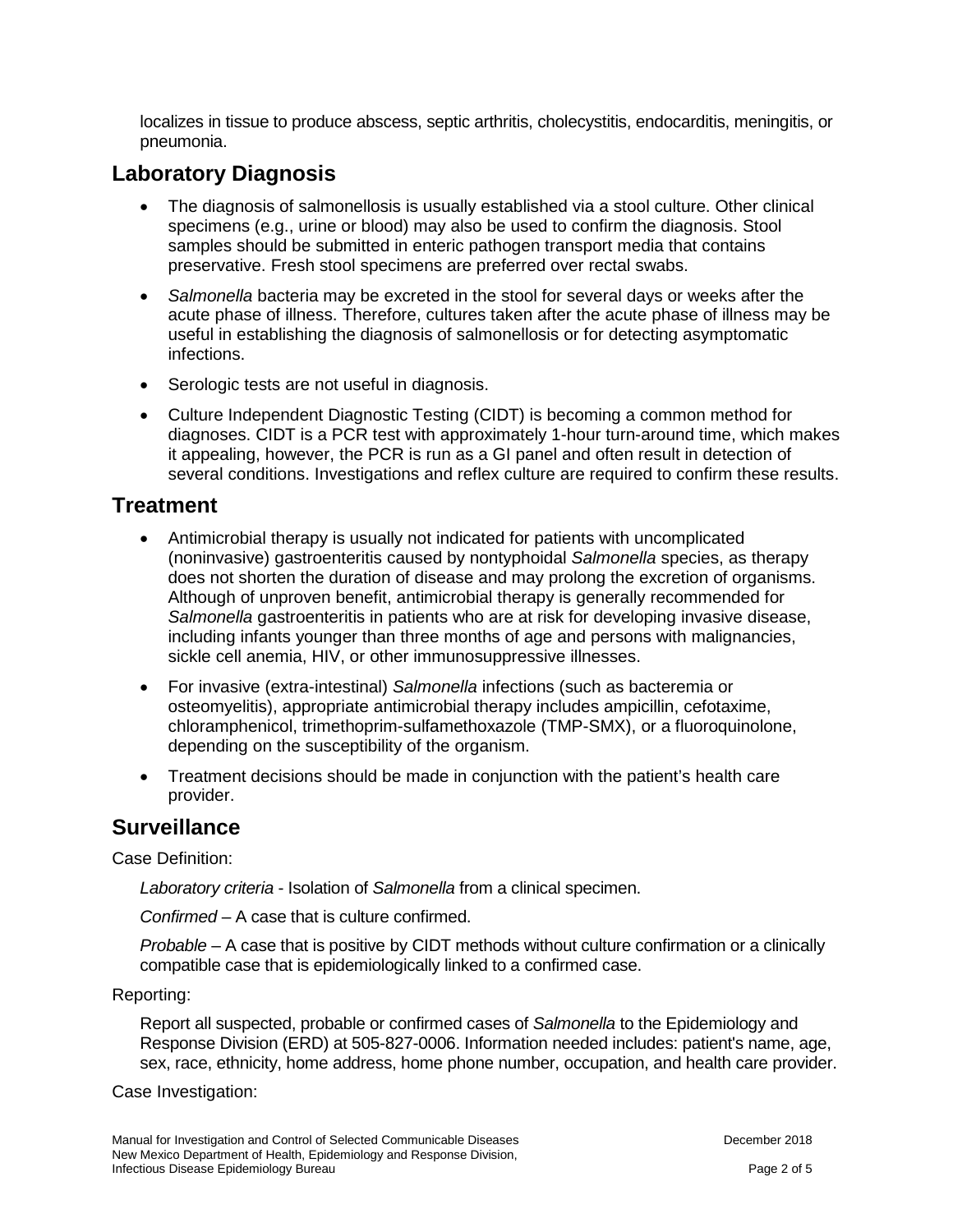localizes in tissue to produce abscess, septic arthritis, cholecystitis, endocarditis, meningitis, or pneumonia.

## Laboratory Diagnosis

- The diagnosis of salmonellosis is usually established via a stool culture. Other clinical specimens (e.g., urine or blood) may also be used to confirm the diagnosis. Stool samples should be submitted in enteric pathogen transport media that contains preservative. Fresh stool specimens are preferred over rectal swabs.
- *Salmonella* bacteria may be excreted in the stool for several days or weeks after the acute phase of illness. Therefore, cultures taken after the acute phase of illness may be useful in establishing the diagnosis of salmonellosis or for detecting asymptomatic infections.
- Serologic tests are not useful in diagnosis.
- Culture Independent Diagnostic Testing (CIDT) is becoming a common method for diagnoses. CIDT is a PCR test with approximately 1-hour turn-around time, which makes it appealing, however, the PCR is run as a GI panel and often result in detection of several conditions. Investigations and reflex culture are required to confirm these results.

## Treatment

- Antimicrobial therapy is usually not indicated for patients with uncomplicated (noninvasive) gastroenteritis caused by nontyphoidal *Salmonella* species, as therapy does not shorten the duration of disease and may prolong the excretion of organisms. Although of unproven benefit, antimicrobial therapy is generally recommended for *Salmonella* gastroenteritis in patients who are at risk for developing invasive disease, including infants younger than three months of age and persons with malignancies, sickle cell anemia, HIV, or other immunosuppressive illnesses.
- For invasive (extra-intestinal) *Salmonella* infections (such as bacteremia or osteomyelitis), appropriate antimicrobial therapy includes ampicillin, cefotaxime, chloramphenicol, trimethoprim-sulfamethoxazole (TMP-SMX), or a fluoroquinolone, depending on the susceptibility of the organism.
- Treatment decisions should be made in conjunction with the patient's health care provider.

## Surveillance

Case Definition:

*Laboratory criteria* - Isolation of *Salmonella* from a clinical specimen.

*Confirmed* – A case that is culture confirmed.

*Probable* – A case that is positive by CIDT methods without culture confirmation or a clinically compatible case that is epidemiologically linked to a confirmed case.

Reporting:

Report all suspected, probable or confirmed cases of *Salmonella* to the Epidemiology and Response Division (ERD) at 505-827-0006. Information needed includes: patient's name, age, sex, race, ethnicity, home address, home phone number, occupation, and health care provider.

Case Investigation: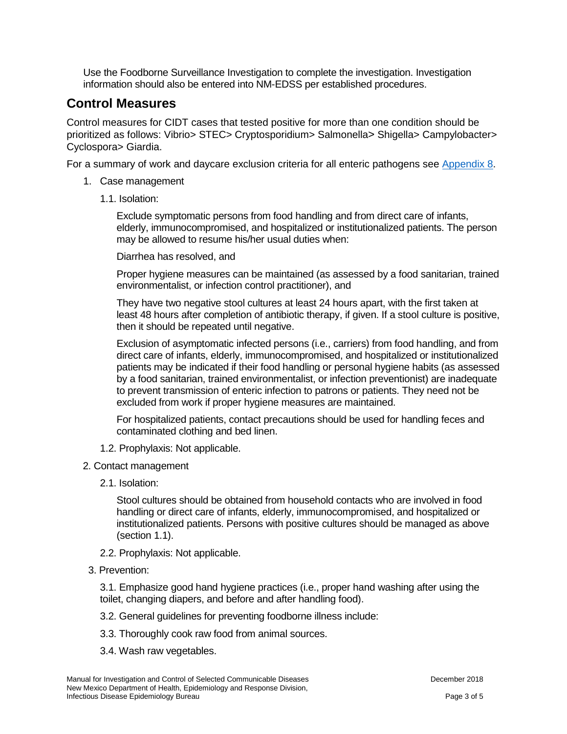Use the Foodborne Surveillance Investigation to complete the investigation. Investigation information should also be entered into NM-EDSS per established procedures.

## Control Measures

Control measures for CIDT cases that tested positive for more than one condition should be prioritized as follows: Vibrio> STEC> Cryptosporidium> Salmonella> Shigella> Campylobacter> Cyclospora> Giardia.

For a summary of work and daycare exclusion criteria for all enteric pathogens see [Appendix 8](#).

1. Case management

   1.1. Isolation:

   Exclude symptomatic persons from food handling and from direct care of infants, elderly, immunocompromised, and hospitalized or institutionalized patients. The person may be allowed to resume his/her usual duties when:

   Diarrhea has resolved, and

   Proper hygiene measures can be maintained (as assessed by a food sanitarian, trained environmentalist, or infection control practitioner), and

   They have two negative stool cultures at least 24 hours apart, with the first taken at least 48 hours after completion of antibiotic therapy, if given. If a stool culture is positive, then it should be repeated until negative.

   Exclusion of asymptomatic infected persons (i.e., carriers) from food handling, and from direct care of infants, elderly, immunocompromised, and hospitalized or institutionalized patients may be indicated if their food handling or personal hygiene habits (as assessed by a food sanitarian, trained environmentalist, or infection preventionist) are inadequate to prevent transmission of enteric infection to patrons or patients. They need not be excluded from work if proper hygiene measures are maintained.

   For hospitalized patients, contact precautions should be used for handling feces and contaminated clothing and bed linen.

   1.2. Prophylaxis: Not applicable.

2. Contact management

   2.1. Isolation:

   Stool cultures should be obtained from household contacts who are involved in food handling or direct care of infants, elderly, immunocompromised, and hospitalized or institutionalized patients. Persons with positive cultures should be managed as above (section 1.1).

   2.2. Prophylaxis: Not applicable.

3. Prevention:

   3.1. Emphasize good hand hygiene practices (i.e., proper hand washing after using the toilet, changing diapers, and before and after handling food).

   3.2. General guidelines for preventing foodborne illness include:

   3.3. Thoroughly cook raw food from animal sources.

   3.4. Wash raw vegetables.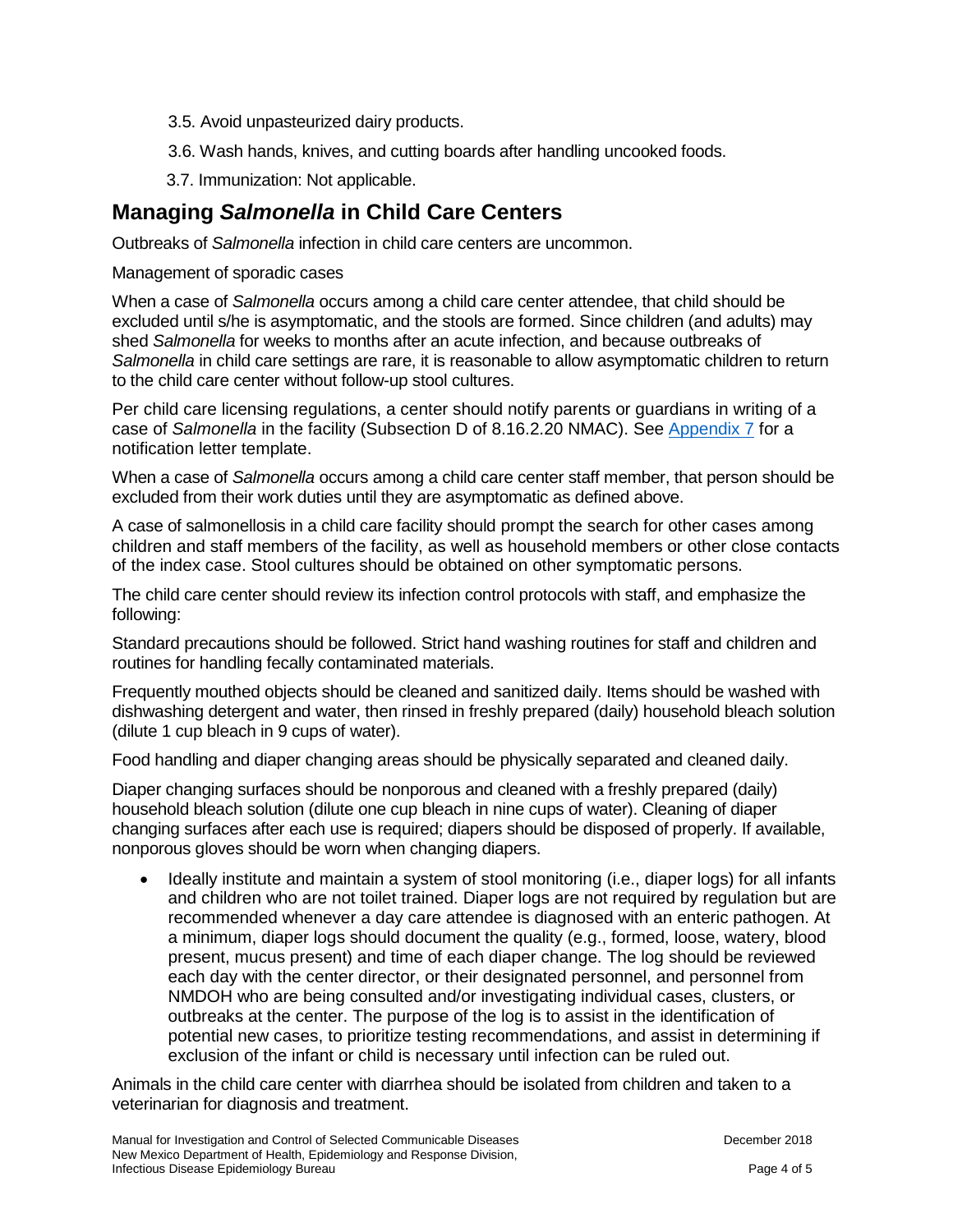3.5. Avoid unpasteurized dairy products.

3.6. Wash hands, knives, and cutting boards after handling uncooked foods.

3.7. Immunization: Not applicable.

## Managing *Salmonella* in Child Care Centers

Outbreaks of *Salmonella* infection in child care centers are uncommon.

Management of sporadic cases

When a case of *Salmonella* occurs among a child care center attendee, that child should be excluded until s/he is asymptomatic, and the stools are formed. Since children (and adults) may shed *Salmonella* for weeks to months after an acute infection, and because outbreaks of *Salmonella* in child care settings are rare, it is reasonable to allow asymptomatic children to return to the child care center without follow-up stool cultures.

Per child care licensing regulations, a center should notify parents or guardians in writing of a case of *Salmonella* in the facility (Subsection D of 8.16.2.20 NMAC). See Appendix 7 for a notification letter template.

When a case of *Salmonella* occurs among a child care center staff member, that person should be excluded from their work duties until they are asymptomatic as defined above.

A case of salmonellosis in a child care facility should prompt the search for other cases among children and staff members of the facility, as well as household members or other close contacts of the index case. Stool cultures should be obtained on other symptomatic persons.

The child care center should review its infection control protocols with staff, and emphasize the following:

Standard precautions should be followed. Strict hand washing routines for staff and children and routines for handling fecally contaminated materials.

Frequently mouthed objects should be cleaned and sanitized daily. Items should be washed with dishwashing detergent and water, then rinsed in freshly prepared (daily) household bleach solution (dilute 1 cup bleach in 9 cups of water).

Food handling and diaper changing areas should be physically separated and cleaned daily.

Diaper changing surfaces should be nonporous and cleaned with a freshly prepared (daily) household bleach solution (dilute one cup bleach in nine cups of water). Cleaning of diaper changing surfaces after each use is required; diapers should be disposed of properly. If available, nonporous gloves should be worn when changing diapers.

- Ideally institute and maintain a system of stool monitoring (i.e., diaper logs) for all infants and children who are not toilet trained. Diaper logs are not required by regulation but are recommended whenever a day care attendee is diagnosed with an enteric pathogen. At a minimum, diaper logs should document the quality (e.g., formed, loose, watery, blood present, mucus present) and time of each diaper change. The log should be reviewed each day with the center director, or their designated personnel, and personnel from NMDOH who are being consulted and/or investigating individual cases, clusters, or outbreaks at the center. The purpose of the log is to assist in the identification of potential new cases, to prioritize testing recommendations, and assist in determining if exclusion of the infant or child is necessary until infection can be ruled out.

Animals in the child care center with diarrhea should be isolated from children and taken to a veterinarian for diagnosis and treatment.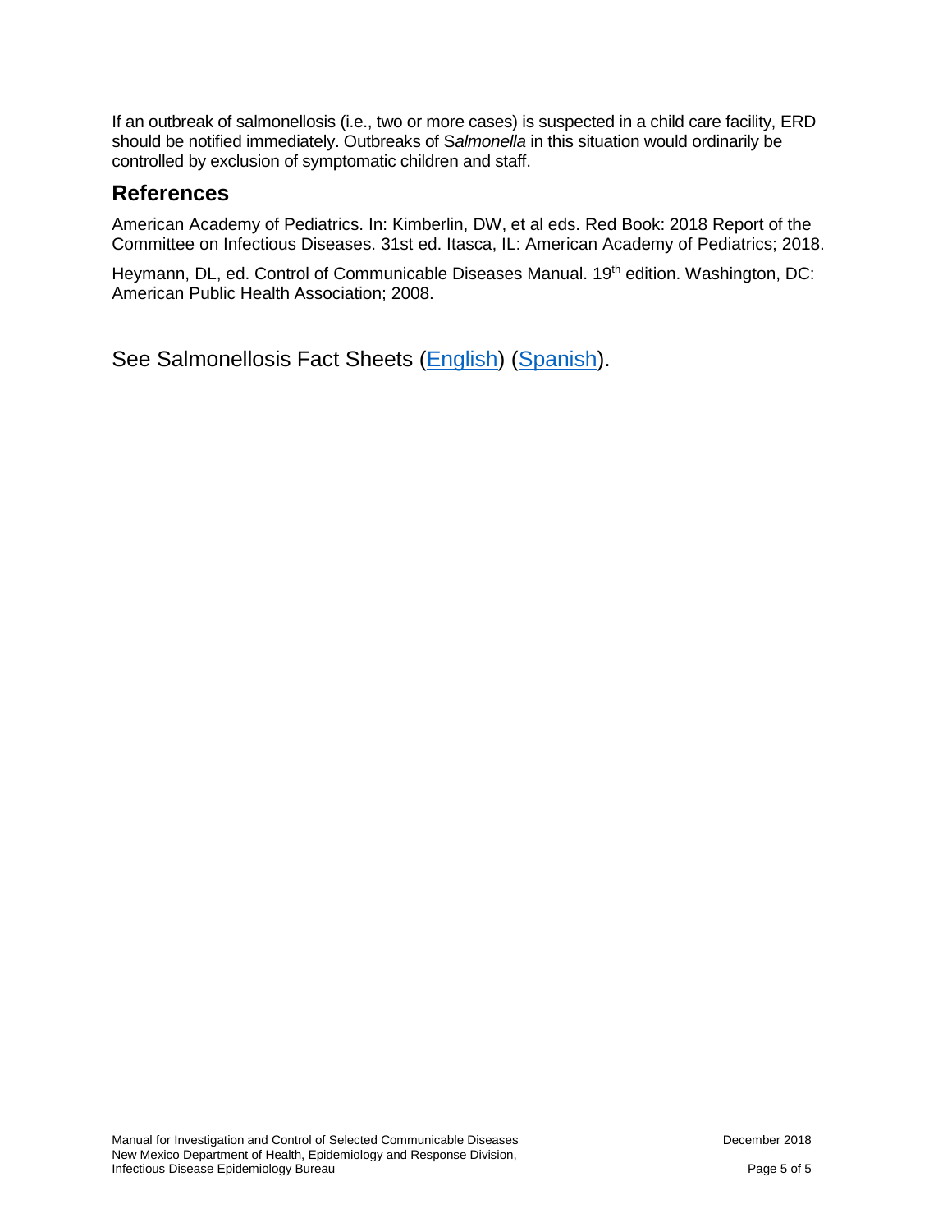If an outbreak of salmonellosis (i.e., two or more cases) is suspected in a child care facility, ERD should be notified immediately. Outbreaks of S*almonella* in this situation would ordinarily be controlled by exclusion of symptomatic children and staff.

## References

American Academy of Pediatrics. In: Kimberlin, DW, et al eds. Red Book: 2018 Report of the Committee on Infectious Diseases. 31st ed. Itasca, IL: American Academy of Pediatrics; 2018.

Heymann, DL, ed. Control of Communicable Diseases Manual. 19th edition. Washington, DC: American Public Health Association; 2008.

See Salmonellosis Fact Sheets (English) (Spanish).